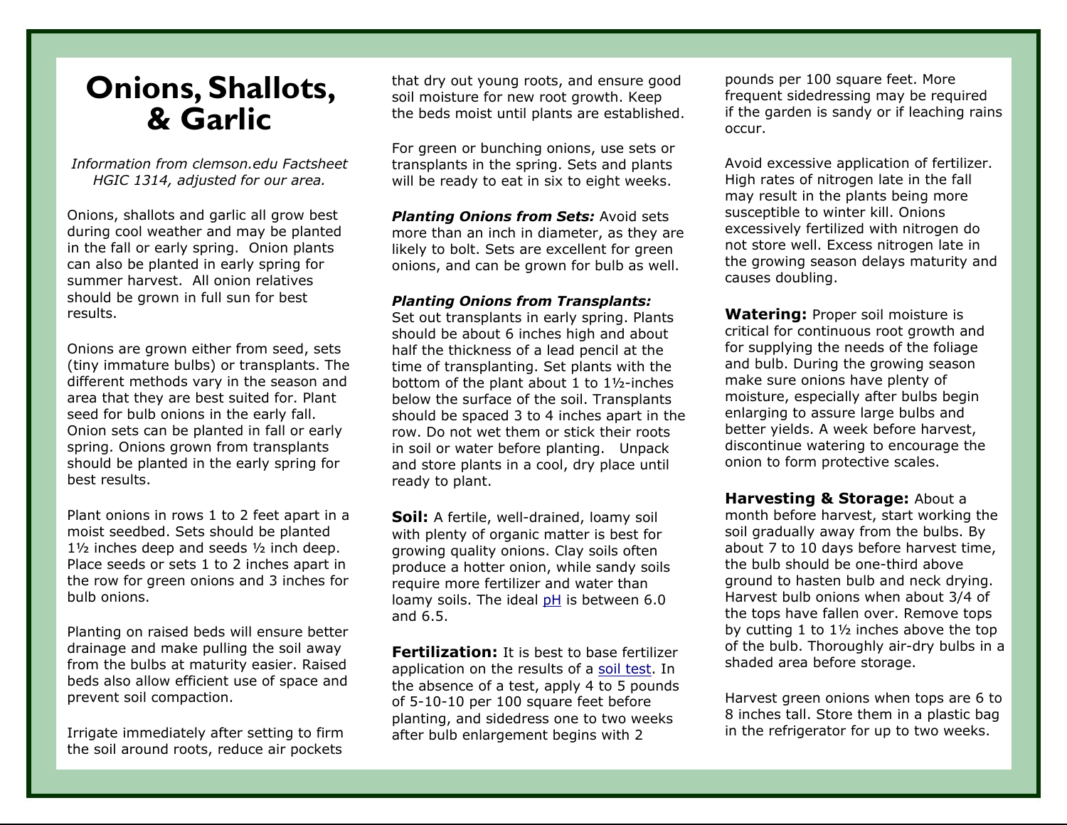# Onions, Shallots, & Garlic

*Information from clemson.edu Factsheet HGIC 1314, adjusted for our area.*

Onions, shallots and garlic all grow best during cool weather and may be planted in the fall or early spring. Onion plants can also be planted in early spring for summer harvest. All onion relatives should be grown in full sun for best results.

Onions are grown either from seed, sets (tiny immature bulbs) or transplants. The different methods vary in the season and area that they are best suited for. Plant seed for bulb onions in the early fall. Onion sets can be planted in fall or early spring. Onions grown from transplants should be planted in the early spring for best results.

Plant onions in rows 1 to 2 feet apart in a moist seedbed. Sets should be planted 1½ inches deep and seeds ½ inch deep. Place seeds or sets 1 to 2 inches apart in the row for green onions and 3 inches for bulb onions.

Planting on raised beds will ensure better drainage and make pulling the soil away from the bulbs at maturity easier. Raised beds also allow efficient use of space and prevent soil compaction.

Irrigate immediately after setting to firm the soil around roots, reduce air pockets that dry out young roots, and ensure good soil moisture for new root growth. Keep the beds moist until plants are established.

For green or bunching onions, use sets or transplants in the spring. Sets and plants will be ready to eat in six to eight weeks.

***Planting Onions from Sets:*** Avoid sets more than an inch in diameter, as they are likely to bolt. Sets are excellent for green onions, and can be grown for bulb as well.

***Planting Onions from Transplants:*** Set out transplants in early spring. Plants should be about 6 inches high and about half the thickness of a lead pencil at the time of transplanting. Set plants with the bottom of the plant about 1 to 1½-inches below the surface of the soil. Transplants should be spaced 3 to 4 inches apart in the row. Do not wet them or stick their roots in soil or water before planting. Unpack and store plants in a cool, dry place until ready to plant.

**Soil:** A fertile, well-drained, loamy soil with plenty of organic matter is best for growing quality onions. Clay soils often produce a hotter onion, while sandy soils require more fertilizer and water than loamy soils. The ideal pH is between 6.0 and 6.5.

**Fertilization:** It is best to base fertilizer application on the results of a soil test. In the absence of a test, apply 4 to 5 pounds of 5-10-10 per 100 square feet before planting, and sidedress one to two weeks after bulb enlargement begins with 2 pounds per 100 square feet. More frequent sidedressing may be required if the garden is sandy or if leaching rains occur.

Avoid excessive application of fertilizer. High rates of nitrogen late in the fall may result in the plants being more susceptible to winter kill. Onions excessively fertilized with nitrogen do not store well. Excess nitrogen late in the growing season delays maturity and causes doubling.

**Watering:** Proper soil moisture is critical for continuous root growth and for supplying the needs of the foliage and bulb. During the growing season make sure onions have plenty of moisture, especially after bulbs begin enlarging to assure large bulbs and better yields. A week before harvest, discontinue watering to encourage the onion to form protective scales.

**Harvesting & Storage:** About a month before harvest, start working the soil gradually away from the bulbs. By about 7 to 10 days before harvest time, the bulb should be one-third above ground to hasten bulb and neck drying. Harvest bulb onions when about 3/4 of the tops have fallen over. Remove tops by cutting 1 to 1½ inches above the top of the bulb. Thoroughly air-dry bulbs in a shaded area before storage.

Harvest green onions when tops are 6 to 8 inches tall. Store them in a plastic bag in the refrigerator for up to two weeks.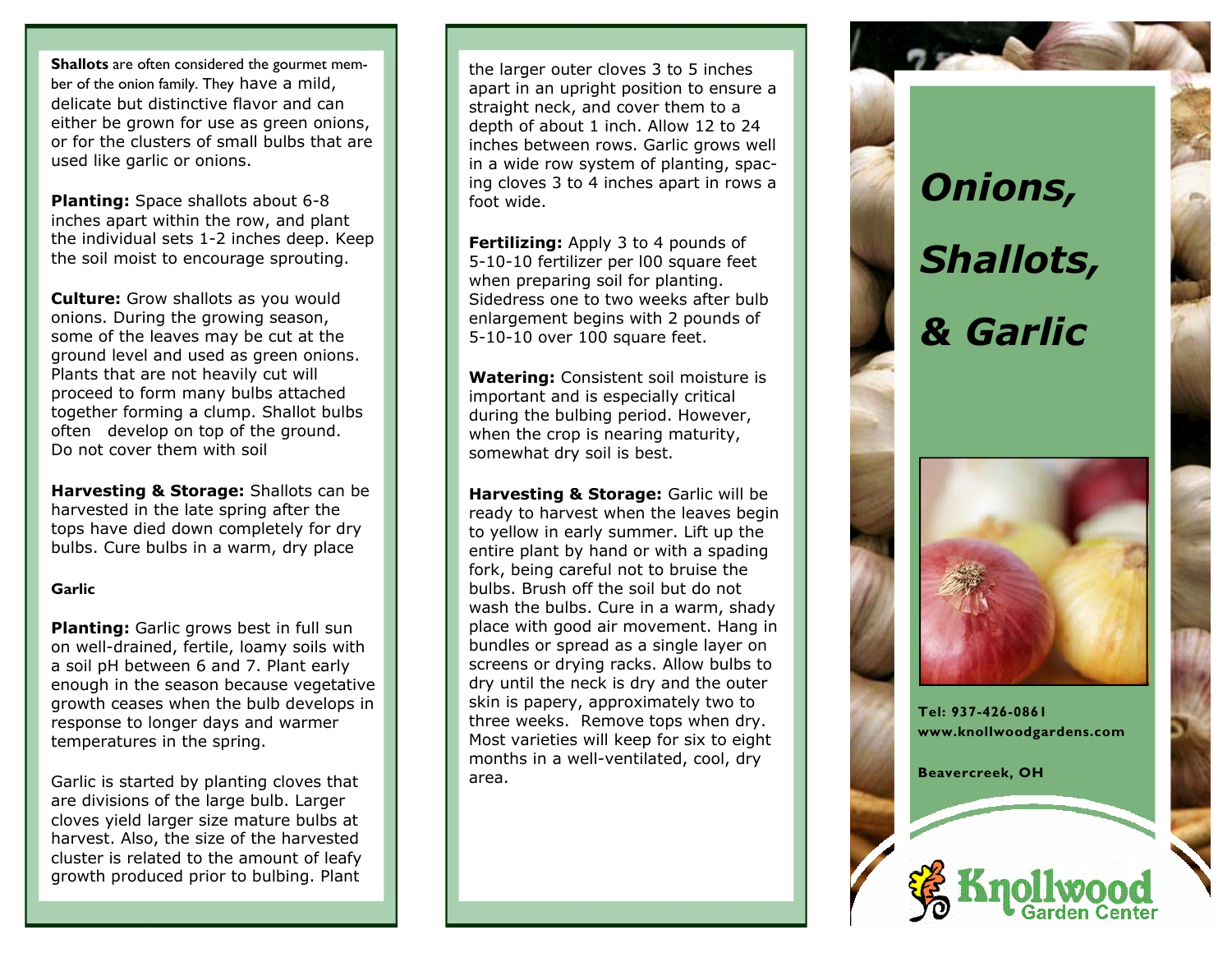**Shallots** are often considered the gourmet member of the onion family. They have a mild, delicate but distinctive flavor and can either be grown for use as green onions, or for the clusters of small bulbs that are used like garlic or onions.

**Planting:** Space shallots about 6-8 inches apart within the row, and plant the individual sets 1-2 inches deep. Keep the soil moist to encourage sprouting.

**Culture:** Grow shallots as you would onions. During the growing season, some of the leaves may be cut at the ground level and used as green onions. Plants that are not heavily cut will proceed to form many bulbs attached together forming a clump. Shallot bulbs often develop on top of the ground. Do not cover them with soil

**Harvesting & Storage:** Shallots can be harvested in the late spring after the tops have died down completely for dry bulbs. Cure bulbs in a warm, dry place

**Garlic**

**Planting:** Garlic grows best in full sun on well-drained, fertile, loamy soils with a soil pH between 6 and 7. Plant early enough in the season because vegetative growth ceases when the bulb develops in response to longer days and warmer temperatures in the spring.

Garlic is started by planting cloves that are divisions of the large bulb. Larger cloves yield larger size mature bulbs at harvest. Also, the size of the harvested cluster is related to the amount of leafy growth produced prior to bulbing. Plant the larger outer cloves 3 to 5 inches apart in an upright position to ensure a straight neck, and cover them to a depth of about 1 inch. Allow 12 to 24 inches between rows. Garlic grows well in a wide row system of planting, spacing cloves 3 to 4 inches apart in rows a foot wide.

**Fertilizing:** Apply 3 to 4 pounds of 5-10-10 fertilizer per l00 square feet when preparing soil for planting. Sidedress one to two weeks after bulb enlargement begins with 2 pounds of 5-10-10 over 100 square feet.

**Watering:** Consistent soil moisture is important and is especially critical during the bulbing period. However, when the crop is nearing maturity, somewhat dry soil is best.

**Harvesting & Storage:** Garlic will be ready to harvest when the leaves begin to yellow in early summer. Lift up the entire plant by hand or with a spading fork, being careful not to bruise the bulbs. Brush off the soil but do not wash the bulbs. Cure in a warm, shady place with good air movement. Hang in bundles or spread as a single layer on screens or drying racks. Allow bulbs to dry until the neck is dry and the outer skin is papery, approximately two to three weeks. Remove tops when dry. Most varieties will keep for six to eight months in a well-ventilated, cool, dry area.

# *Onions, Shallots, & Garlic*

**Tel: 937-426-0861**
**www.knollwoodgardens.com**

**Beavercreek, OH**

Knollwood Garden Center